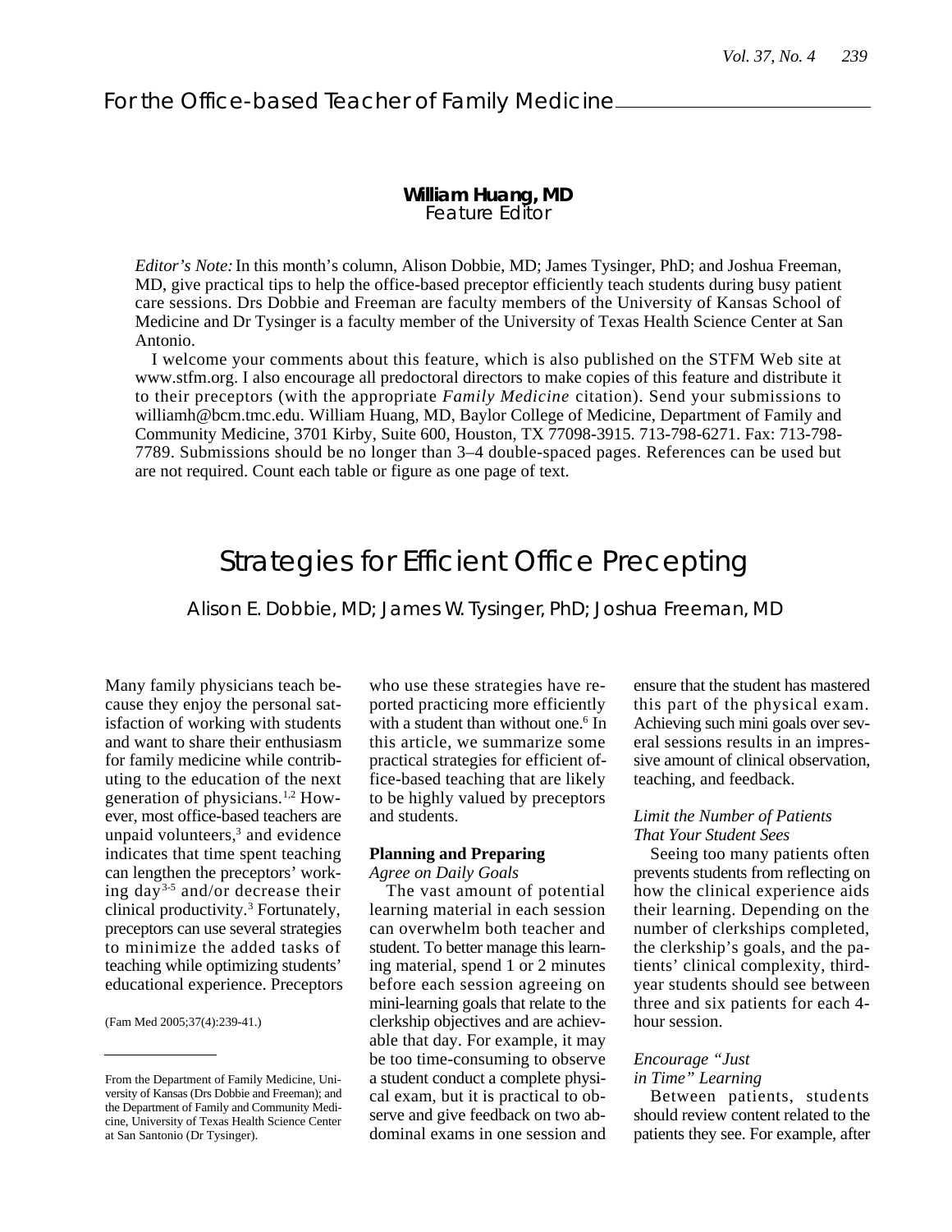For the Office-based Teacher of Family Medicine

**William Huang, MD**
*Feature Editor*

*Editor's Note:* In this month's column, Alison Dobbie, MD; James Tysinger, PhD; and Joshua Freeman, MD, give practical tips to help the office-based preceptor efficiently teach students during busy patient care sessions. Drs Dobbie and Freeman are faculty members of the University of Kansas School of Medicine and Dr Tysinger is a faculty member of the University of Texas Health Science Center at San Antonio.

I welcome your comments about this feature, which is also published on the STFM Web site at www.stfm.org. I also encourage all predoctoral directors to make copies of this feature and distribute it to their preceptors (with the appropriate *Family Medicine* citation). Send your submissions to williamh@bcm.tmc.edu. William Huang, MD, Baylor College of Medicine, Department of Family and Community Medicine, 3701 Kirby, Suite 600, Houston, TX 77098-3915. 713-798-6271. Fax: 713-798-7789. Submissions should be no longer than 3–4 double-spaced pages. References can be used but are not required. Count each table or figure as one page of text.

# Strategies for Efficient Office Precepting

Alison E. Dobbie, MD; James W. Tysinger, PhD; Joshua Freeman, MD

(Fam Med 2005;37(4):239-41.)

From the Department of Family Medicine, University of Kansas (Drs Dobbie and Freeman); and the Department of Family and Community Medicine, University of Texas Health Science Center at San Santonio (Dr Tysinger).

Many family physicians teach because they enjoy the personal satisfaction of working with students and want to share their enthusiasm for family medicine while contributing to the education of the next generation of physicians.[1,2] However, most office-based teachers are unpaid volunteers,[3] and evidence indicates that time spent teaching can lengthen the preceptors' working day[3-5] and/or decrease their clinical productivity.[3] Fortunately, preceptors can use several strategies to minimize the added tasks of teaching while optimizing students' educational experience. Preceptors who use these strategies have reported practicing more efficiently with a student than without one.[6] In this article, we summarize some practical strategies for efficient office-based teaching that are likely to be highly valued by preceptors and students.

## Planning and Preparing

### *Agree on Daily Goals*

The vast amount of potential learning material in each session can overwhelm both teacher and student. To better manage this learning material, spend 1 or 2 minutes before each session agreeing on mini-learning goals that relate to the clerkship objectives and are achievable that day. For example, it may be too time-consuming to observe a student conduct a complete physical exam, but it is practical to observe and give feedback on two abdominal exams in one session and ensure that the student has mastered this part of the physical exam. Achieving such mini goals over several sessions results in an impressive amount of clinical observation, teaching, and feedback.

### *Limit the Number of Patients That Your Student Sees*

Seeing too many patients often prevents students from reflecting on how the clinical experience aids their learning. Depending on the number of clerkships completed, the clerkship's goals, and the patients' clinical complexity, third-year students should see between three and six patients for each 4-hour session.

### *Encourage "Just in Time" Learning*

Between patients, students should review content related to the patients they see. For example, after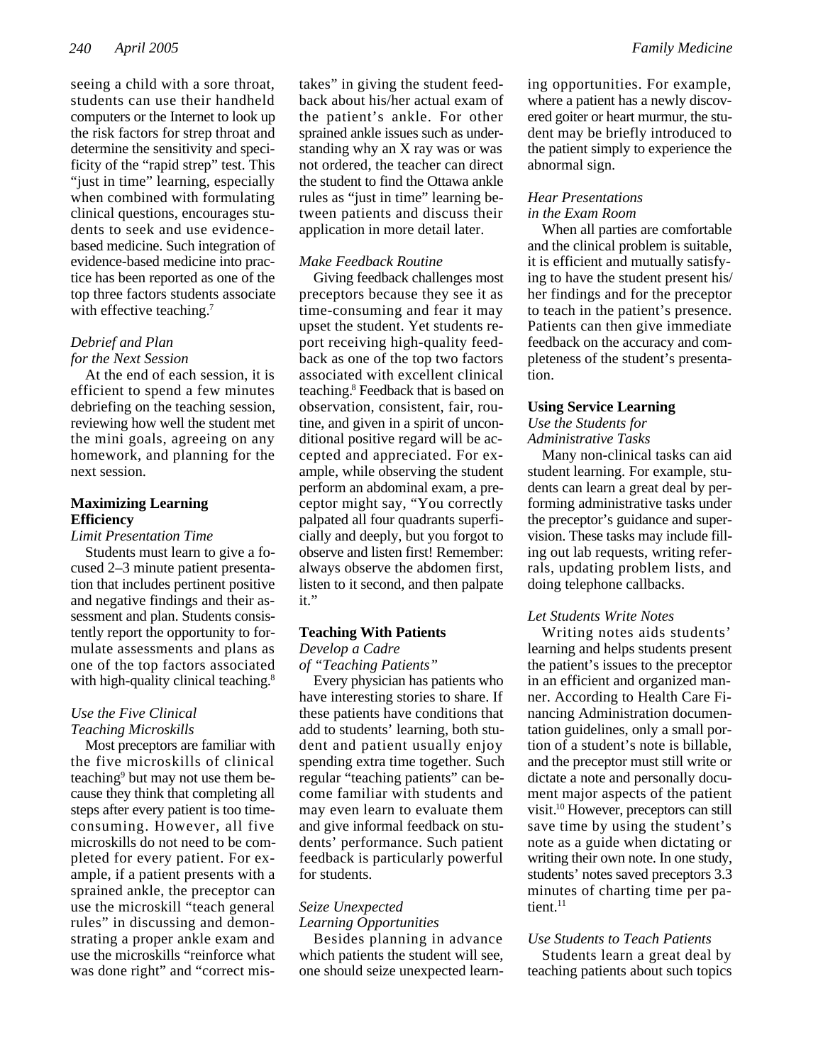seeing a child with a sore throat, students can use their handheld computers or the Internet to look up the risk factors for strep throat and determine the sensitivity and specificity of the "rapid strep" test. This "just in time" learning, especially when combined with formulating clinical questions, encourages students to seek and use evidence-based medicine. Such integration of evidence-based medicine into practice has been reported as one of the top three factors students associate with effective teaching.[7]

*Debrief and Plan for the Next Session*

At the end of each session, it is efficient to spend a few minutes debriefing on the teaching session, reviewing how well the student met the mini goals, agreeing on any homework, and planning for the next session.

**Maximizing Learning Efficiency**

*Limit Presentation Time*

Students must learn to give a focused 2–3 minute patient presentation that includes pertinent positive and negative findings and their assessment and plan. Students consistently report the opportunity to formulate assessments and plans as one of the top factors associated with high-quality clinical teaching.[8]

*Use the Five Clinical Teaching Microskills*

Most preceptors are familiar with the five microskills of clinical teaching[9] but may not use them because they think that completing all steps after every patient is too time-consuming. However, all five microskills do not need to be completed for every patient. For example, if a patient presents with a sprained ankle, the preceptor can use the microskill "teach general rules" in discussing and demonstrating a proper ankle exam and use the microskills "reinforce what was done right" and "correct mistakes" in giving the student feedback about his/her actual exam of the patient's ankle. For other sprained ankle issues such as understanding why an X ray was or was not ordered, the teacher can direct the student to find the Ottawa ankle rules as "just in time" learning between patients and discuss their application in more detail later.

*Make Feedback Routine*

Giving feedback challenges most preceptors because they see it as time-consuming and fear it may upset the student. Yet students report receiving high-quality feedback as one of the top two factors associated with excellent clinical teaching.[8] Feedback that is based on observation, consistent, fair, routine, and given in a spirit of unconditional positive regard will be accepted and appreciated. For example, while observing the student perform an abdominal exam, a preceptor might say, "You correctly palpated all four quadrants superficially and deeply, but you forgot to observe and listen first! Remember: always observe the abdomen first, listen to it second, and then palpate it."

**Teaching With Patients**

*Develop a Cadre of "Teaching Patients"*

Every physician has patients who have interesting stories to share. If these patients have conditions that add to students' learning, both student and patient usually enjoy spending extra time together. Such regular "teaching patients" can become familiar with students and may even learn to evaluate them and give informal feedback on students' performance. Such patient feedback is particularly powerful for students.

*Seize Unexpected Learning Opportunities*

Besides planning in advance which patients the student will see, one should seize unexpected learning opportunities. For example, where a patient has a newly discovered goiter or heart murmur, the student may be briefly introduced to the patient simply to experience the abnormal sign.

*Hear Presentations in the Exam Room*

When all parties are comfortable and the clinical problem is suitable, it is efficient and mutually satisfying to have the student present his/her findings and for the preceptor to teach in the patient's presence. Patients can then give immediate feedback on the accuracy and completeness of the student's presentation.

**Using Service Learning**

*Use the Students for Administrative Tasks*

Many non-clinical tasks can aid student learning. For example, students can learn a great deal by performing administrative tasks under the preceptor's guidance and supervision. These tasks may include filling out lab requests, writing referrals, updating problem lists, and doing telephone callbacks.

*Let Students Write Notes*

Writing notes aids students' learning and helps students present the patient's issues to the preceptor in an efficient and organized manner. According to Health Care Financing Administration documentation guidelines, only a small portion of a student's note is billable, and the preceptor must still write or dictate a note and personally document major aspects of the patient visit.[10] However, preceptors can still save time by using the student's note as a guide when dictating or writing their own note. In one study, students' notes saved preceptors 3.3 minutes of charting time per patient.[11]

*Use Students to Teach Patients*

Students learn a great deal by teaching patients about such topics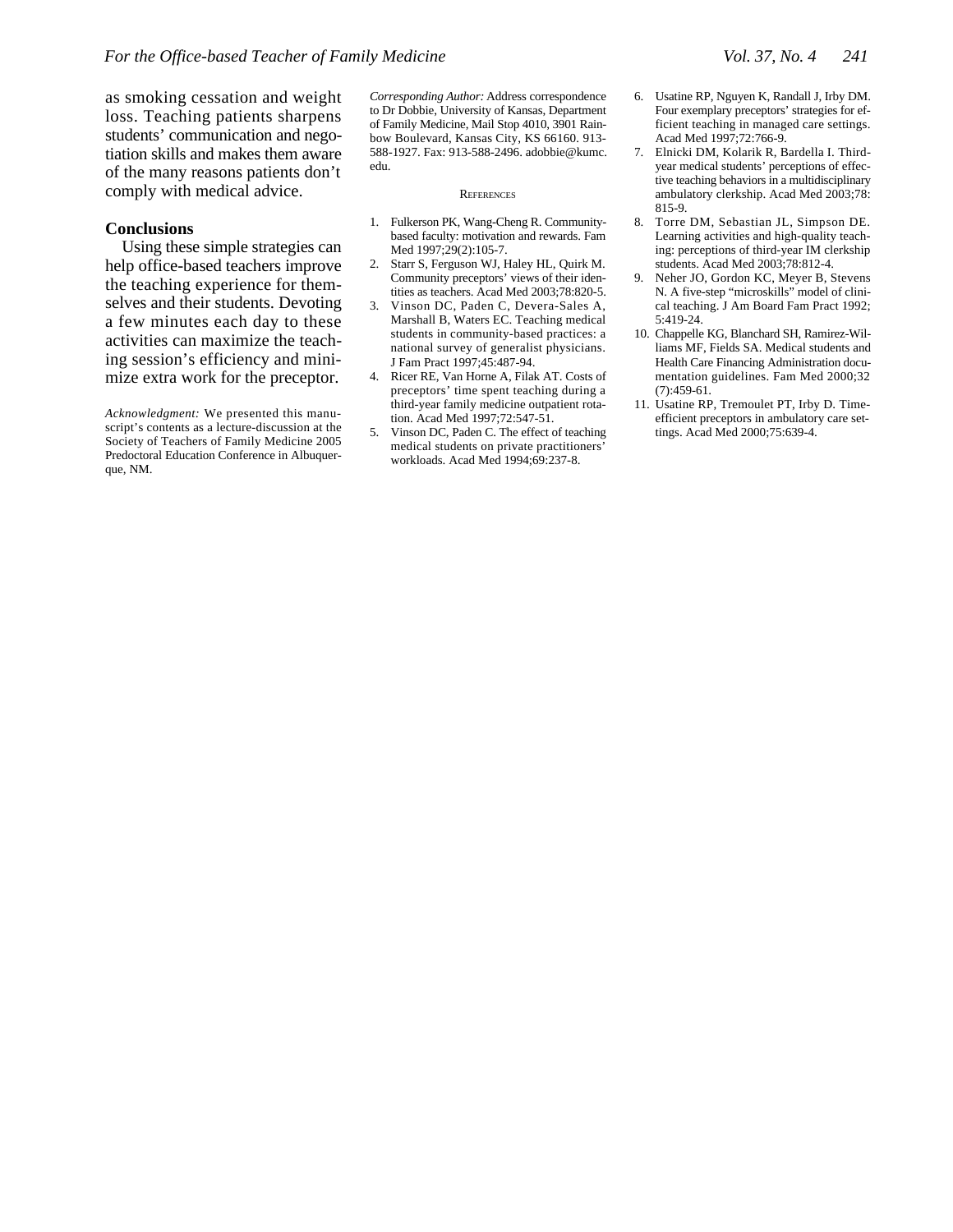as smoking cessation and weight loss. Teaching patients sharpens students' communication and negotiation skills and makes them aware of the many reasons patients don't comply with medical advice.

## Conclusions

Using these simple strategies can help office-based teachers improve the teaching experience for themselves and their students. Devoting a few minutes each day to these activities can maximize the teaching session's efficiency and minimize extra work for the preceptor.

*Acknowledgment:* We presented this manuscript's contents as a lecture-discussion at the Society of Teachers of Family Medicine 2005 Predoctoral Education Conference in Albuquerque, NM.

*Corresponding Author:* Address correspondence to Dr Dobbie, University of Kansas, Department of Family Medicine, Mail Stop 4010, 3901 Rainbow Boulevard, Kansas City, KS 66160. 913-588-1927. Fax: 913-588-2496. adobbie@kumc.edu.

### References

1. Fulkerson PK, Wang-Cheng R. Community-based faculty: motivation and rewards. Fam Med 1997;29(2):105-7.
2. Starr S, Ferguson WJ, Haley HL, Quirk M. Community preceptors' views of their identities as teachers. Acad Med 2003;78:820-5.
3. Vinson DC, Paden C, Devera-Sales A, Marshall B, Waters EC. Teaching medical students in community-based practices: a national survey of generalist physicians. J Fam Pract 1997;45:487-94.
4. Ricer RE, Van Horne A, Filak AT. Costs of preceptors' time spent teaching during a third-year family medicine outpatient rotation. Acad Med 1997;72:547-51.
5. Vinson DC, Paden C. The effect of teaching medical students on private practitioners' workloads. Acad Med 1994;69:237-8.
6. Usatine RP, Nguyen K, Randall J, Irby DM. Four exemplary preceptors' strategies for efficient teaching in managed care settings. Acad Med 1997;72:766-9.
7. Elnicki DM, Kolarik R, Bardella I. Third-year medical students' perceptions of effective teaching behaviors in a multidisciplinary ambulatory clerkship. Acad Med 2003;78:815-9.
8. Torre DM, Sebastian JL, Simpson DE. Learning activities and high-quality teaching: perceptions of third-year IM clerkship students. Acad Med 2003;78:812-4.
9. Neher JO, Gordon KC, Meyer B, Stevens N. A five-step "microskills" model of clinical teaching. J Am Board Fam Pract 1992;5:419-24.
10. Chappelle KG, Blanchard SH, Ramirez-Williams MF, Fields SA. Medical students and Health Care Financing Administration documentation guidelines. Fam Med 2000;32(7):459-61.
11. Usatine RP, Tremoulet PT, Irby D. Time-efficient preceptors in ambulatory care settings. Acad Med 2000;75:639-4.